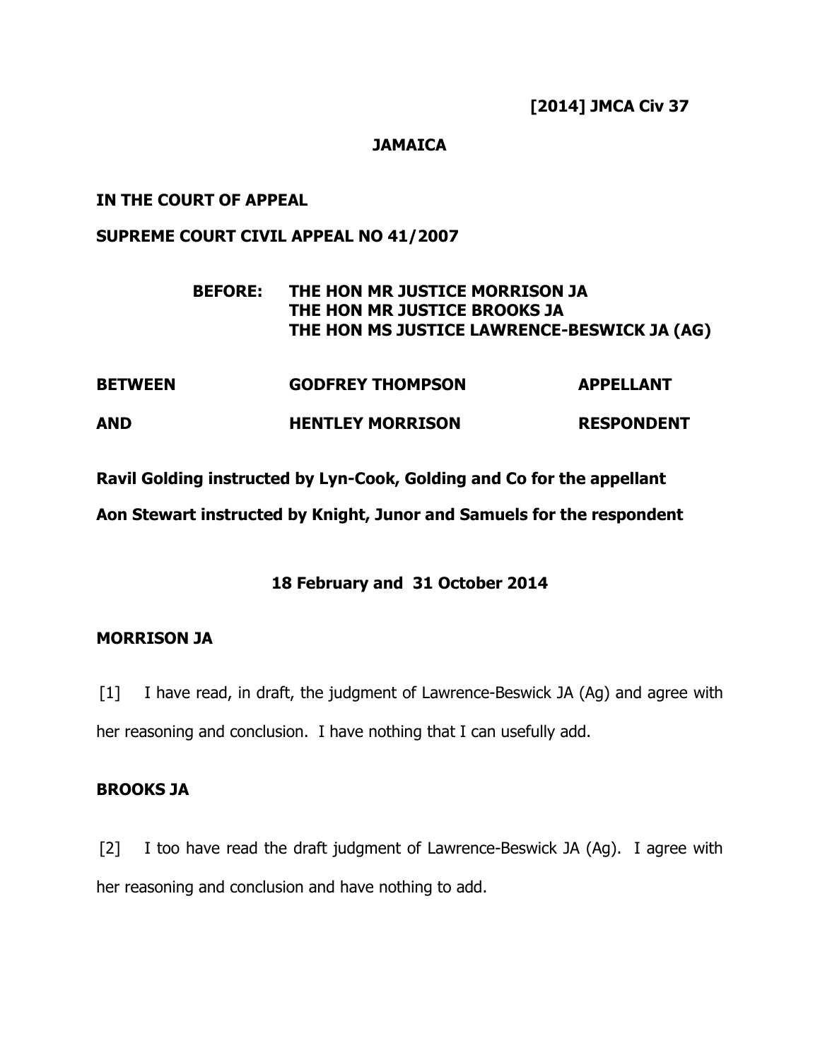**[2014] JMCA Civ 37**

**JAMAICA**

**IN THE COURT OF APPEAL**

**SUPREME COURT CIVIL APPEAL NO 41/2007**

**BEFORE: THE HON MR JUSTICE MORRISON JA**
**THE HON MR JUSTICE BROOKS JA**
**THE HON MS JUSTICE LAWRENCE-BESWICK JA (AG)**

| | | |
|---|---|---|
| **BETWEEN** | **GODFREY THOMPSON** | **APPELLANT** |
| **AND** | **HENTLEY MORRISON** | **RESPONDENT** |

**Ravil Golding instructed by Lyn-Cook, Golding and Co for the appellant**

**Aon Stewart instructed by Knight, Junor and Samuels for the respondent**

**18 February and 31 October 2014**

## MORRISON JA

[1] I have read, in draft, the judgment of Lawrence-Beswick JA (Ag) and agree with her reasoning and conclusion. I have nothing that I can usefully add.

## BROOKS JA

[2] I too have read the draft judgment of Lawrence-Beswick JA (Ag). I agree with her reasoning and conclusion and have nothing to add.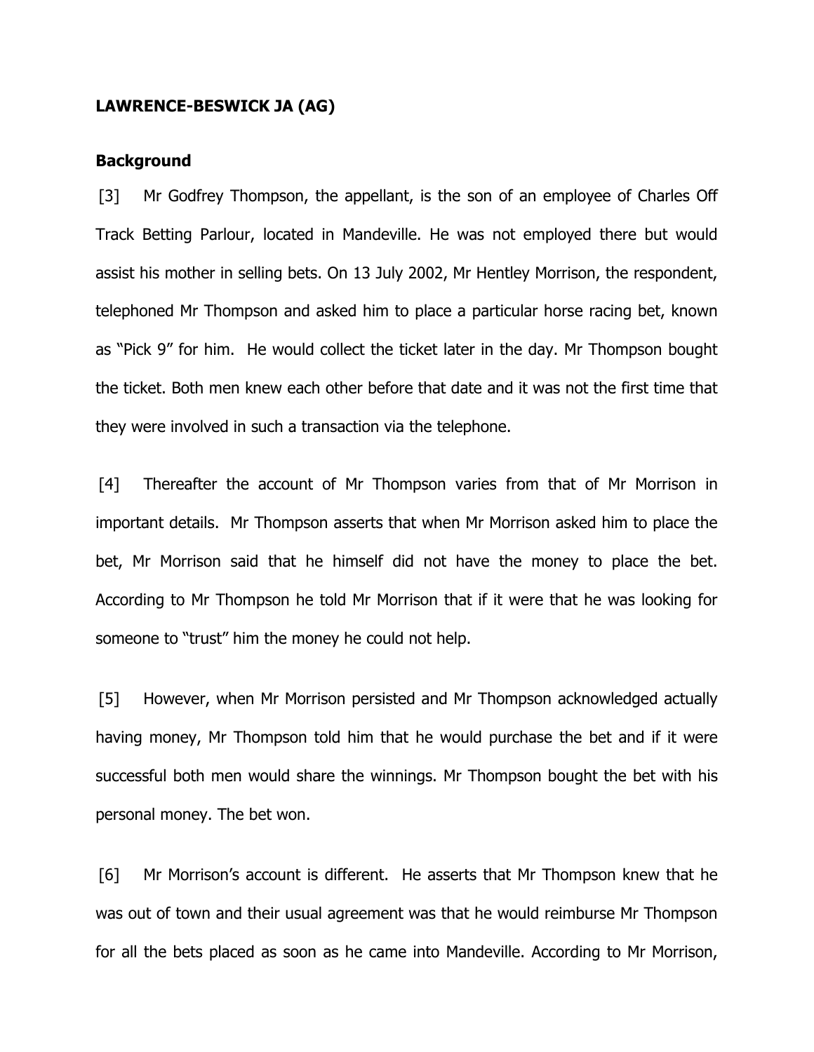**LAWRENCE-BESWICK JA (AG)**

**Background**

[3] Mr Godfrey Thompson, the appellant, is the son of an employee of Charles Off Track Betting Parlour, located in Mandeville. He was not employed there but would assist his mother in selling bets. On 13 July 2002, Mr Hentley Morrison, the respondent, telephoned Mr Thompson and asked him to place a particular horse racing bet, known as "Pick 9" for him. He would collect the ticket later in the day. Mr Thompson bought the ticket. Both men knew each other before that date and it was not the first time that they were involved in such a transaction via the telephone.

[4] Thereafter the account of Mr Thompson varies from that of Mr Morrison in important details. Mr Thompson asserts that when Mr Morrison asked him to place the bet, Mr Morrison said that he himself did not have the money to place the bet. According to Mr Thompson he told Mr Morrison that if it were that he was looking for someone to "trust" him the money he could not help.

[5] However, when Mr Morrison persisted and Mr Thompson acknowledged actually having money, Mr Thompson told him that he would purchase the bet and if it were successful both men would share the winnings. Mr Thompson bought the bet with his personal money. The bet won.

[6] Mr Morrison's account is different. He asserts that Mr Thompson knew that he was out of town and their usual agreement was that he would reimburse Mr Thompson for all the bets placed as soon as he came into Mandeville. According to Mr Morrison,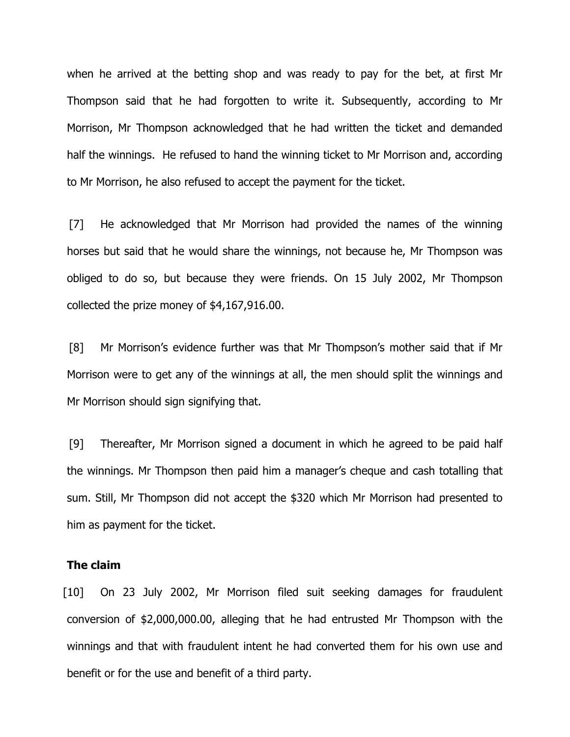when he arrived at the betting shop and was ready to pay for the bet, at first Mr Thompson said that he had forgotten to write it. Subsequently, according to Mr Morrison, Mr Thompson acknowledged that he had written the ticket and demanded half the winnings. He refused to hand the winning ticket to Mr Morrison and, according to Mr Morrison, he also refused to accept the payment for the ticket.

[7] He acknowledged that Mr Morrison had provided the names of the winning horses but said that he would share the winnings, not because he, Mr Thompson was obliged to do so, but because they were friends. On 15 July 2002, Mr Thompson collected the prize money of $4,167,916.00.

[8] Mr Morrison's evidence further was that Mr Thompson's mother said that if Mr Morrison were to get any of the winnings at all, the men should split the winnings and Mr Morrison should sign signifying that.

[9] Thereafter, Mr Morrison signed a document in which he agreed to be paid half the winnings. Mr Thompson then paid him a manager's cheque and cash totalling that sum. Still, Mr Thompson did not accept the $320 which Mr Morrison had presented to him as payment for the ticket.

**The claim**

[10] On 23 July 2002, Mr Morrison filed suit seeking damages for fraudulent conversion of $2,000,000.00, alleging that he had entrusted Mr Thompson with the winnings and that with fraudulent intent he had converted them for his own use and benefit or for the use and benefit of a third party.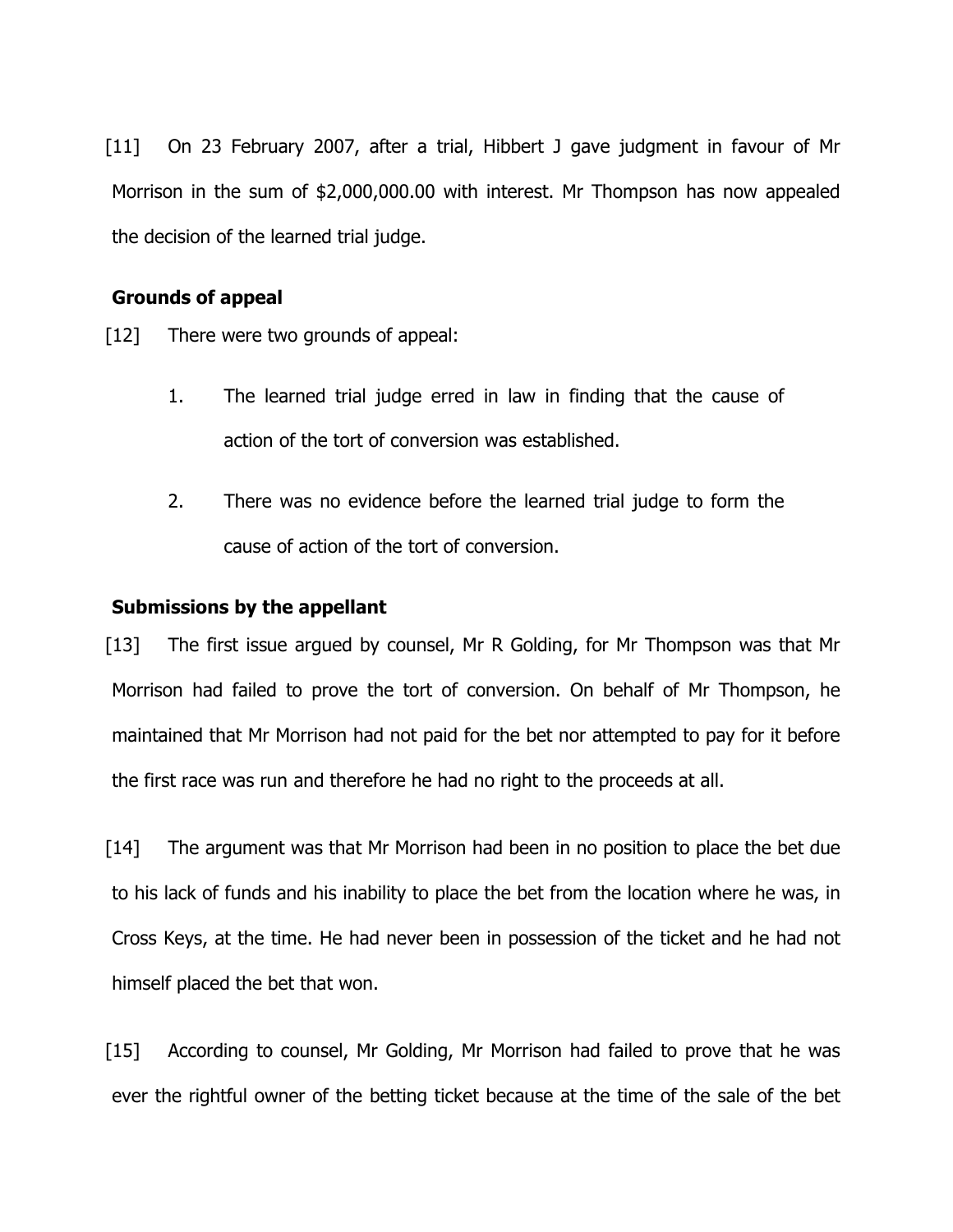[11] On 23 February 2007, after a trial, Hibbert J gave judgment in favour of Mr Morrison in the sum of $2,000,000.00 with interest. Mr Thompson has now appealed the decision of the learned trial judge.

### Grounds of appeal

[12] There were two grounds of appeal:

1. The learned trial judge erred in law in finding that the cause of action of the tort of conversion was established.

2. There was no evidence before the learned trial judge to form the cause of action of the tort of conversion.

### Submissions by the appellant

[13] The first issue argued by counsel, Mr R Golding, for Mr Thompson was that Mr Morrison had failed to prove the tort of conversion. On behalf of Mr Thompson, he maintained that Mr Morrison had not paid for the bet nor attempted to pay for it before the first race was run and therefore he had no right to the proceeds at all.

[14] The argument was that Mr Morrison had been in no position to place the bet due to his lack of funds and his inability to place the bet from the location where he was, in Cross Keys, at the time. He had never been in possession of the ticket and he had not himself placed the bet that won.

[15] According to counsel, Mr Golding, Mr Morrison had failed to prove that he was ever the rightful owner of the betting ticket because at the time of the sale of the bet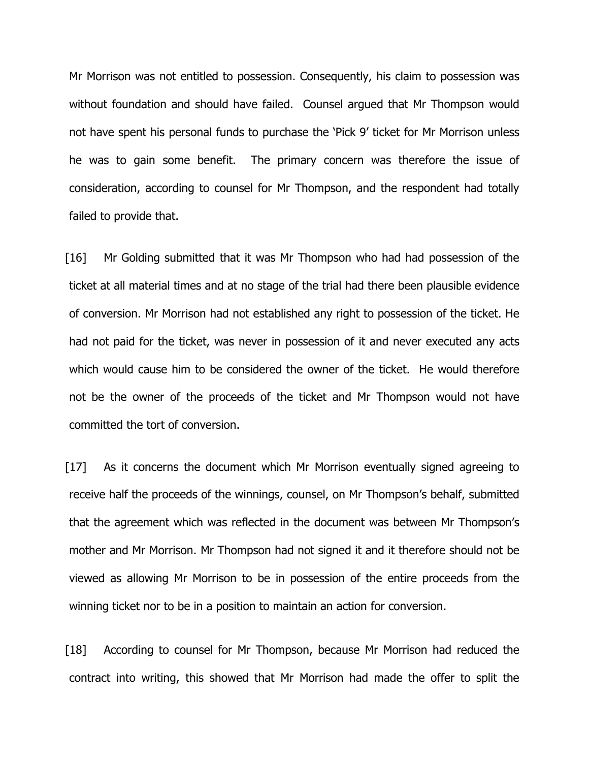Mr Morrison was not entitled to possession. Consequently, his claim to possession was without foundation and should have failed. Counsel argued that Mr Thompson would not have spent his personal funds to purchase the 'Pick 9' ticket for Mr Morrison unless he was to gain some benefit. The primary concern was therefore the issue of consideration, according to counsel for Mr Thompson, and the respondent had totally failed to provide that.

[16] Mr Golding submitted that it was Mr Thompson who had had possession of the ticket at all material times and at no stage of the trial had there been plausible evidence of conversion. Mr Morrison had not established any right to possession of the ticket. He had not paid for the ticket, was never in possession of it and never executed any acts which would cause him to be considered the owner of the ticket. He would therefore not be the owner of the proceeds of the ticket and Mr Thompson would not have committed the tort of conversion.

[17] As it concerns the document which Mr Morrison eventually signed agreeing to receive half the proceeds of the winnings, counsel, on Mr Thompson's behalf, submitted that the agreement which was reflected in the document was between Mr Thompson's mother and Mr Morrison. Mr Thompson had not signed it and it therefore should not be viewed as allowing Mr Morrison to be in possession of the entire proceeds from the winning ticket nor to be in a position to maintain an action for conversion.

[18] According to counsel for Mr Thompson, because Mr Morrison had reduced the contract into writing, this showed that Mr Morrison had made the offer to split the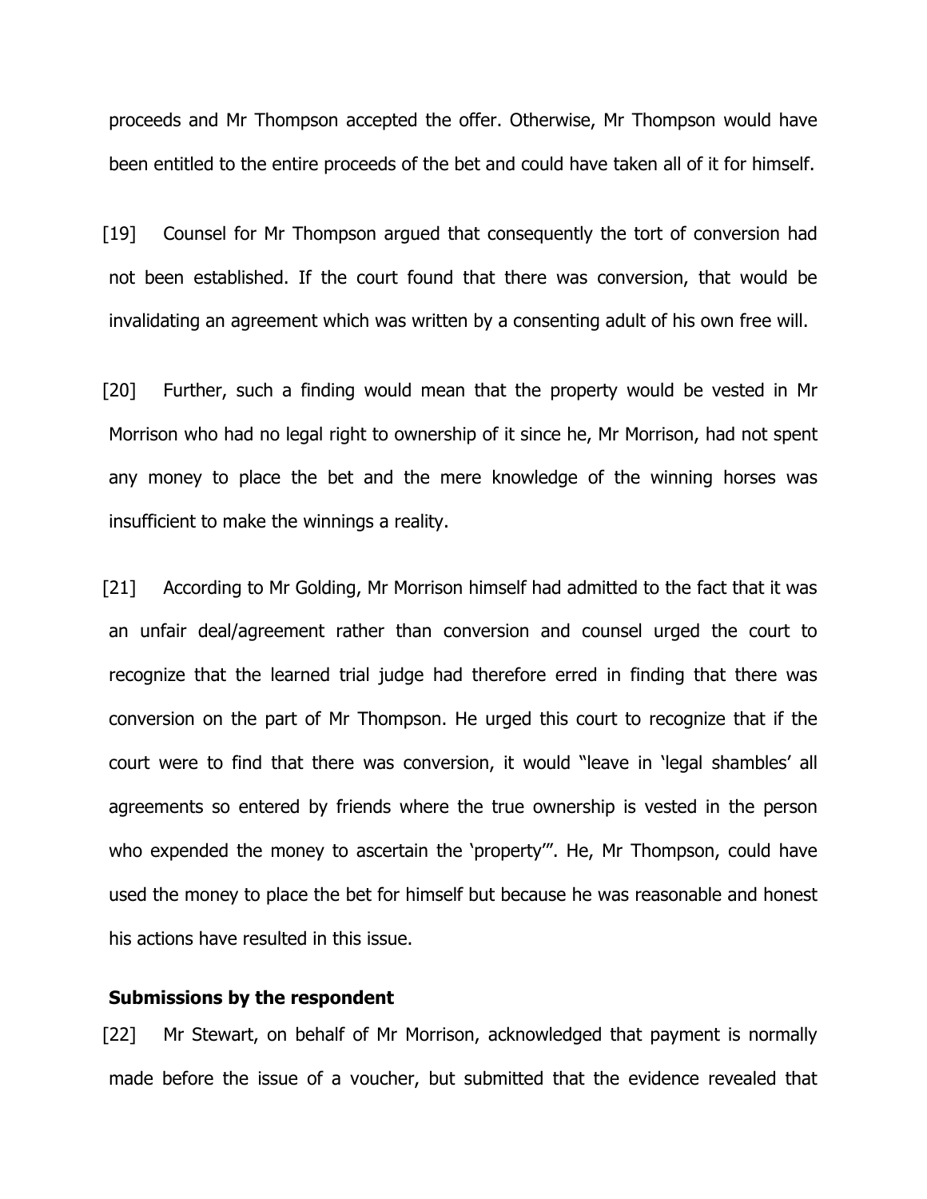proceeds and Mr Thompson accepted the offer. Otherwise, Mr Thompson would have been entitled to the entire proceeds of the bet and could have taken all of it for himself.

[19] Counsel for Mr Thompson argued that consequently the tort of conversion had not been established. If the court found that there was conversion, that would be invalidating an agreement which was written by a consenting adult of his own free will.

[20] Further, such a finding would mean that the property would be vested in Mr Morrison who had no legal right to ownership of it since he, Mr Morrison, had not spent any money to place the bet and the mere knowledge of the winning horses was insufficient to make the winnings a reality.

[21] According to Mr Golding, Mr Morrison himself had admitted to the fact that it was an unfair deal/agreement rather than conversion and counsel urged the court to recognize that the learned trial judge had therefore erred in finding that there was conversion on the part of Mr Thompson. He urged this court to recognize that if the court were to find that there was conversion, it would "leave in 'legal shambles' all agreements so entered by friends where the true ownership is vested in the person who expended the money to ascertain the 'property'". He, Mr Thompson, could have used the money to place the bet for himself but because he was reasonable and honest his actions have resulted in this issue.

**Submissions by the respondent**

[22] Mr Stewart, on behalf of Mr Morrison, acknowledged that payment is normally made before the issue of a voucher, but submitted that the evidence revealed that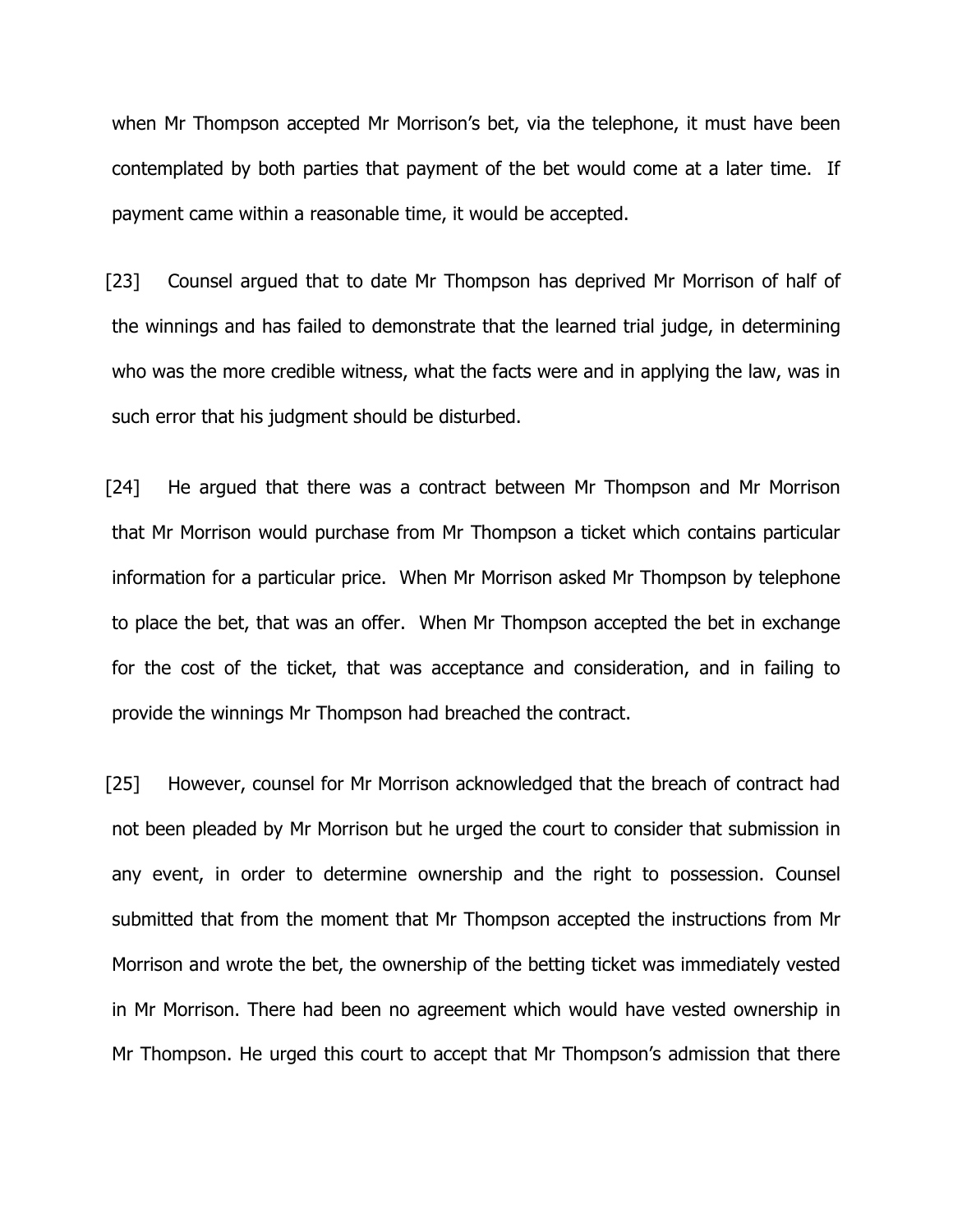when Mr Thompson accepted Mr Morrison's bet, via the telephone, it must have been contemplated by both parties that payment of the bet would come at a later time. If payment came within a reasonable time, it would be accepted.

[23] Counsel argued that to date Mr Thompson has deprived Mr Morrison of half of the winnings and has failed to demonstrate that the learned trial judge, in determining who was the more credible witness, what the facts were and in applying the law, was in such error that his judgment should be disturbed.

[24] He argued that there was a contract between Mr Thompson and Mr Morrison that Mr Morrison would purchase from Mr Thompson a ticket which contains particular information for a particular price. When Mr Morrison asked Mr Thompson by telephone to place the bet, that was an offer. When Mr Thompson accepted the bet in exchange for the cost of the ticket, that was acceptance and consideration, and in failing to provide the winnings Mr Thompson had breached the contract.

[25] However, counsel for Mr Morrison acknowledged that the breach of contract had not been pleaded by Mr Morrison but he urged the court to consider that submission in any event, in order to determine ownership and the right to possession. Counsel submitted that from the moment that Mr Thompson accepted the instructions from Mr Morrison and wrote the bet, the ownership of the betting ticket was immediately vested in Mr Morrison. There had been no agreement which would have vested ownership in Mr Thompson. He urged this court to accept that Mr Thompson's admission that there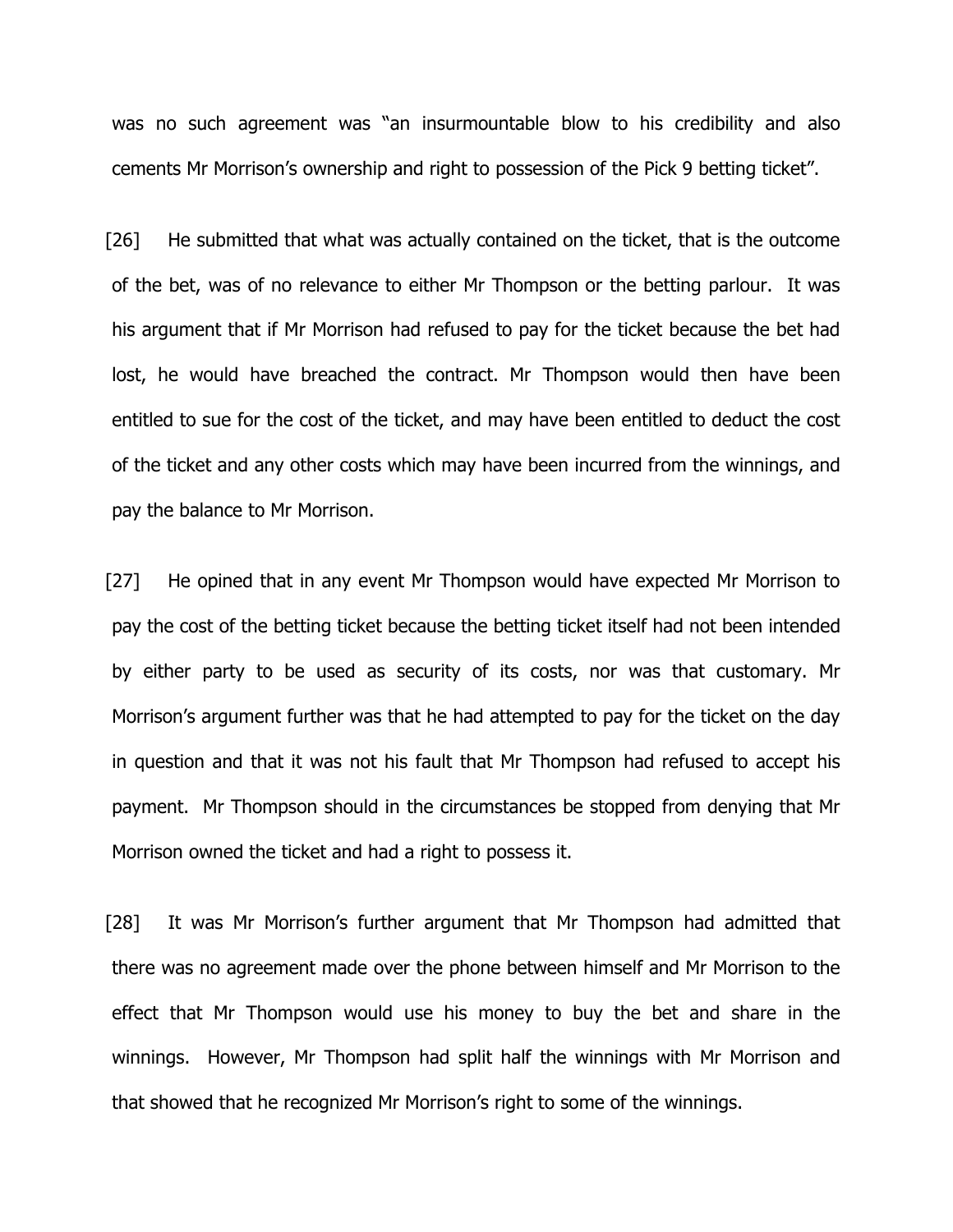was no such agreement was "an insurmountable blow to his credibility and also cements Mr Morrison's ownership and right to possession of the Pick 9 betting ticket".

[26] He submitted that what was actually contained on the ticket, that is the outcome of the bet, was of no relevance to either Mr Thompson or the betting parlour. It was his argument that if Mr Morrison had refused to pay for the ticket because the bet had lost, he would have breached the contract. Mr Thompson would then have been entitled to sue for the cost of the ticket, and may have been entitled to deduct the cost of the ticket and any other costs which may have been incurred from the winnings, and pay the balance to Mr Morrison.

[27] He opined that in any event Mr Thompson would have expected Mr Morrison to pay the cost of the betting ticket because the betting ticket itself had not been intended by either party to be used as security of its costs, nor was that customary. Mr Morrison's argument further was that he had attempted to pay for the ticket on the day in question and that it was not his fault that Mr Thompson had refused to accept his payment. Mr Thompson should in the circumstances be stopped from denying that Mr Morrison owned the ticket and had a right to possess it.

[28] It was Mr Morrison's further argument that Mr Thompson had admitted that there was no agreement made over the phone between himself and Mr Morrison to the effect that Mr Thompson would use his money to buy the bet and share in the winnings. However, Mr Thompson had split half the winnings with Mr Morrison and that showed that he recognized Mr Morrison's right to some of the winnings.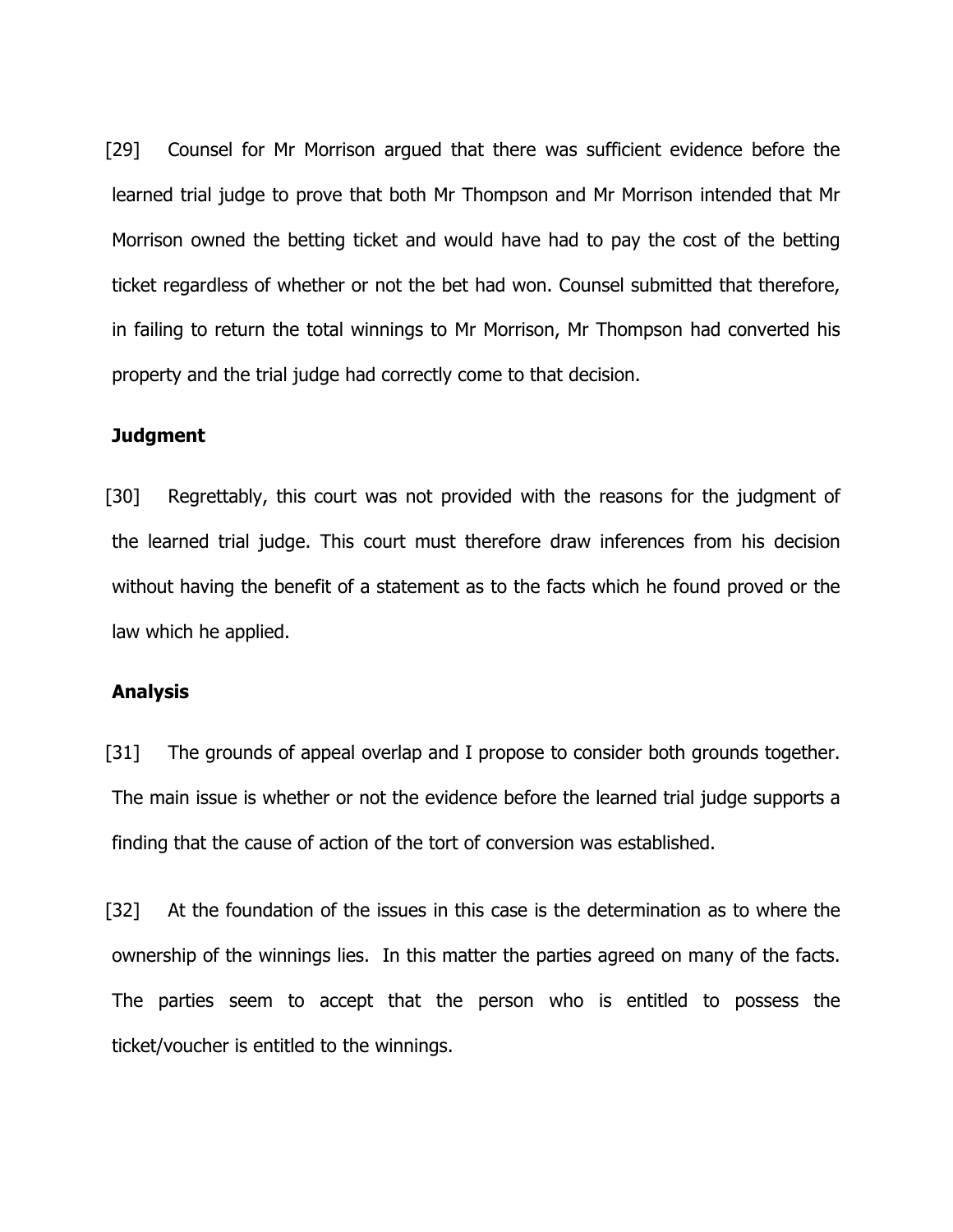[29] Counsel for Mr Morrison argued that there was sufficient evidence before the learned trial judge to prove that both Mr Thompson and Mr Morrison intended that Mr Morrison owned the betting ticket and would have had to pay the cost of the betting ticket regardless of whether or not the bet had won. Counsel submitted that therefore, in failing to return the total winnings to Mr Morrison, Mr Thompson had converted his property and the trial judge had correctly come to that decision.

**Judgment**

[30] Regrettably, this court was not provided with the reasons for the judgment of the learned trial judge. This court must therefore draw inferences from his decision without having the benefit of a statement as to the facts which he found proved or the law which he applied.

**Analysis**

[31] The grounds of appeal overlap and I propose to consider both grounds together. The main issue is whether or not the evidence before the learned trial judge supports a finding that the cause of action of the tort of conversion was established.

[32] At the foundation of the issues in this case is the determination as to where the ownership of the winnings lies. In this matter the parties agreed on many of the facts. The parties seem to accept that the person who is entitled to possess the ticket/voucher is entitled to the winnings.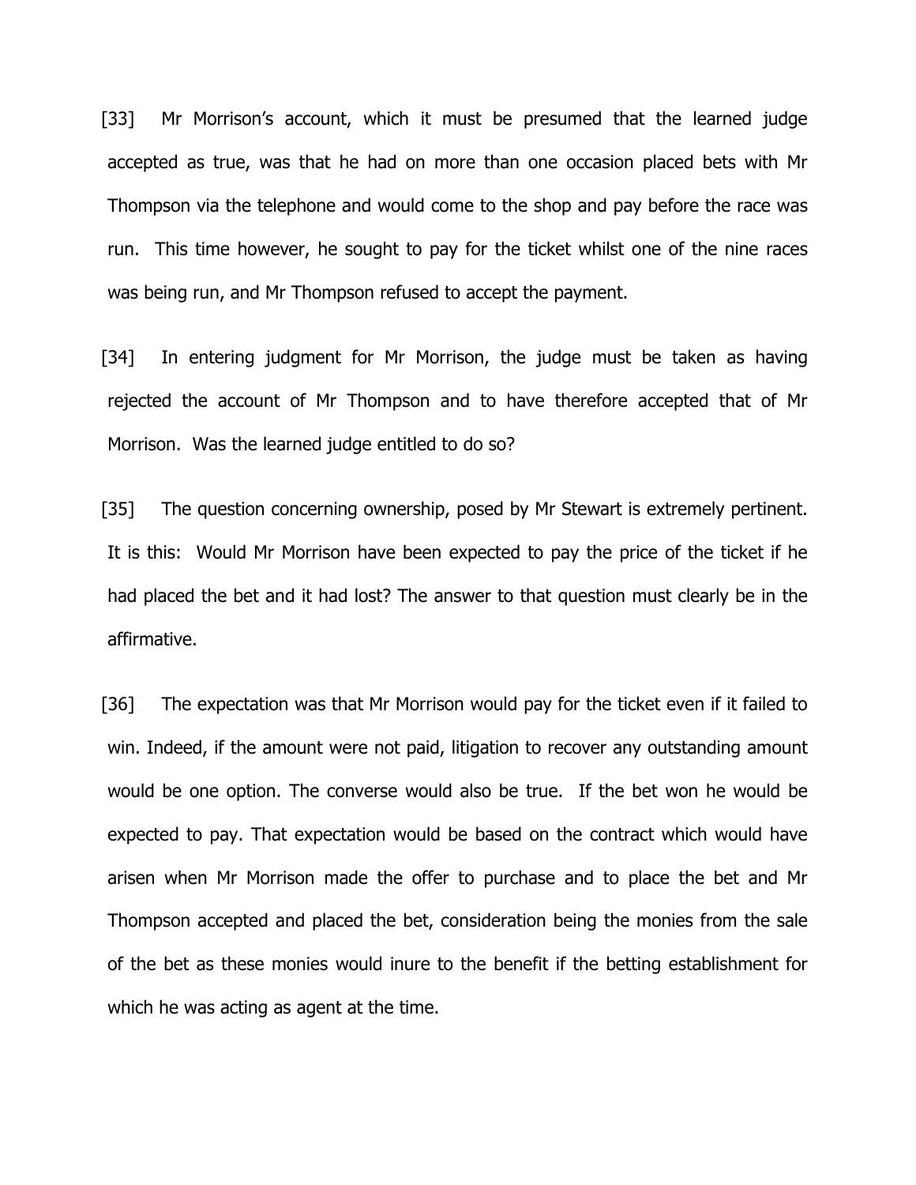[33] Mr Morrison's account, which it must be presumed that the learned judge accepted as true, was that he had on more than one occasion placed bets with Mr Thompson via the telephone and would come to the shop and pay before the race was run. This time however, he sought to pay for the ticket whilst one of the nine races was being run, and Mr Thompson refused to accept the payment.

[34] In entering judgment for Mr Morrison, the judge must be taken as having rejected the account of Mr Thompson and to have therefore accepted that of Mr Morrison. Was the learned judge entitled to do so?

[35] The question concerning ownership, posed by Mr Stewart is extremely pertinent. It is this: Would Mr Morrison have been expected to pay the price of the ticket if he had placed the bet and it had lost? The answer to that question must clearly be in the affirmative.

[36] The expectation was that Mr Morrison would pay for the ticket even if it failed to win. Indeed, if the amount were not paid, litigation to recover any outstanding amount would be one option. The converse would also be true. If the bet won he would be expected to pay. That expectation would be based on the contract which would have arisen when Mr Morrison made the offer to purchase and to place the bet and Mr Thompson accepted and placed the bet, consideration being the monies from the sale of the bet as these monies would inure to the benefit if the betting establishment for which he was acting as agent at the time.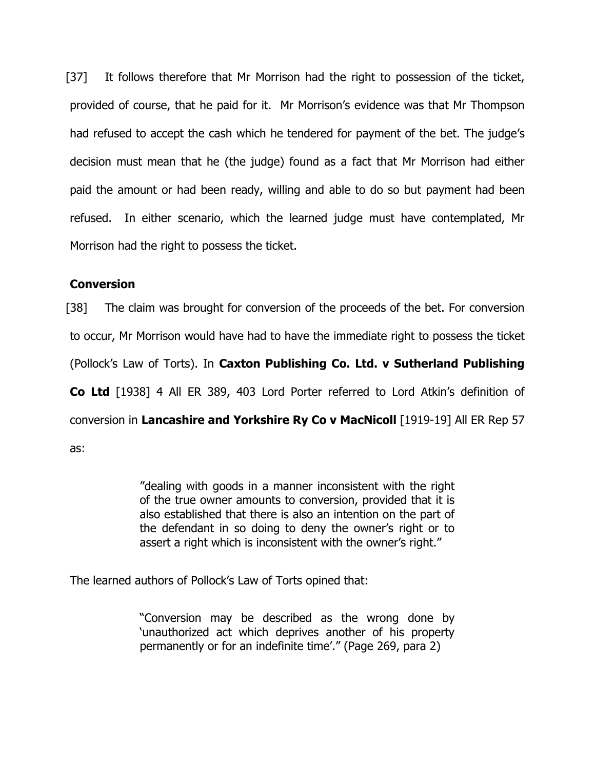[37] It follows therefore that Mr Morrison had the right to possession of the ticket, provided of course, that he paid for it. Mr Morrison's evidence was that Mr Thompson had refused to accept the cash which he tendered for payment of the bet. The judge's decision must mean that he (the judge) found as a fact that Mr Morrison had either paid the amount or had been ready, willing and able to do so but payment had been refused. In either scenario, which the learned judge must have contemplated, Mr Morrison had the right to possess the ticket.

## Conversion

[38] The claim was brought for conversion of the proceeds of the bet. For conversion to occur, Mr Morrison would have had to have the immediate right to possess the ticket (Pollock's Law of Torts). In **Caxton Publishing Co. Ltd. v Sutherland Publishing Co Ltd** [1938] 4 All ER 389, 403 Lord Porter referred to Lord Atkin's definition of conversion in **Lancashire and Yorkshire Ry Co v MacNicoll** [1919-19] All ER Rep 57 as:

> "dealing with goods in a manner inconsistent with the right of the true owner amounts to conversion, provided that it is also established that there is also an intention on the part of the defendant in so doing to deny the owner's right or to assert a right which is inconsistent with the owner's right."

The learned authors of Pollock's Law of Torts opined that:

> "Conversion may be described as the wrong done by 'unauthorized act which deprives another of his property permanently or for an indefinite time'." (Page 269, para 2)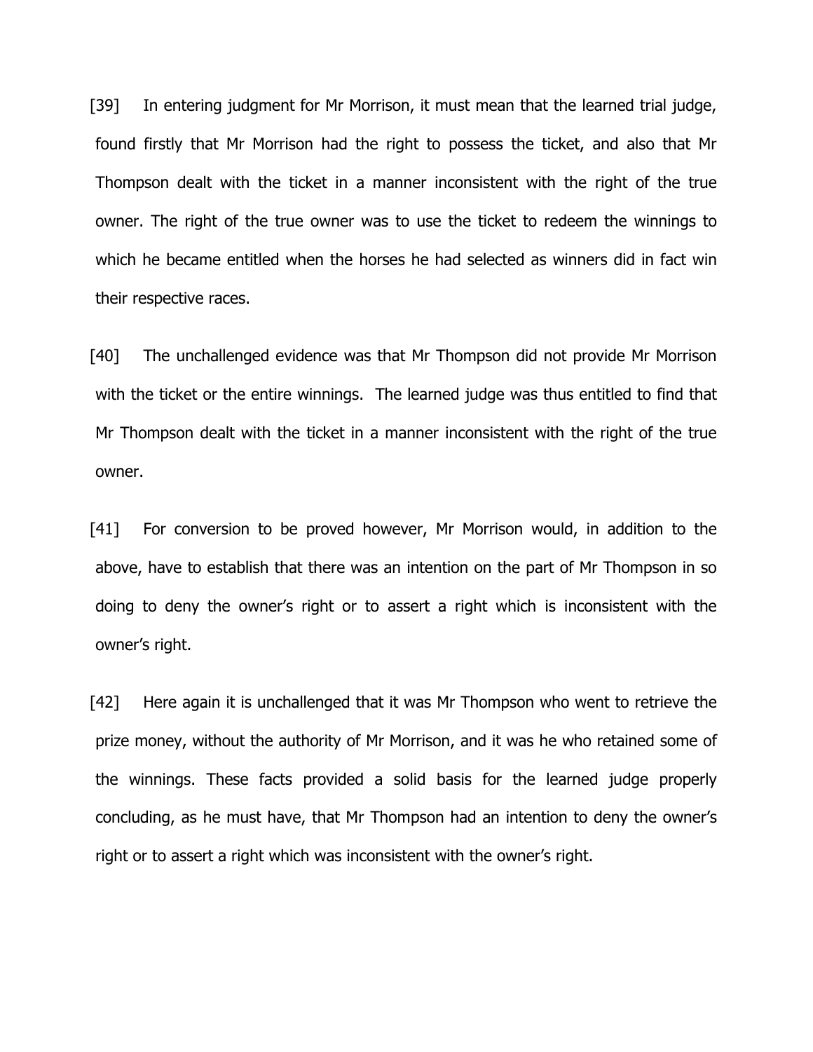[39] In entering judgment for Mr Morrison, it must mean that the learned trial judge, found firstly that Mr Morrison had the right to possess the ticket, and also that Mr Thompson dealt with the ticket in a manner inconsistent with the right of the true owner. The right of the true owner was to use the ticket to redeem the winnings to which he became entitled when the horses he had selected as winners did in fact win their respective races.

[40] The unchallenged evidence was that Mr Thompson did not provide Mr Morrison with the ticket or the entire winnings. The learned judge was thus entitled to find that Mr Thompson dealt with the ticket in a manner inconsistent with the right of the true owner.

[41] For conversion to be proved however, Mr Morrison would, in addition to the above, have to establish that there was an intention on the part of Mr Thompson in so doing to deny the owner's right or to assert a right which is inconsistent with the owner's right.

[42] Here again it is unchallenged that it was Mr Thompson who went to retrieve the prize money, without the authority of Mr Morrison, and it was he who retained some of the winnings. These facts provided a solid basis for the learned judge properly concluding, as he must have, that Mr Thompson had an intention to deny the owner's right or to assert a right which was inconsistent with the owner's right.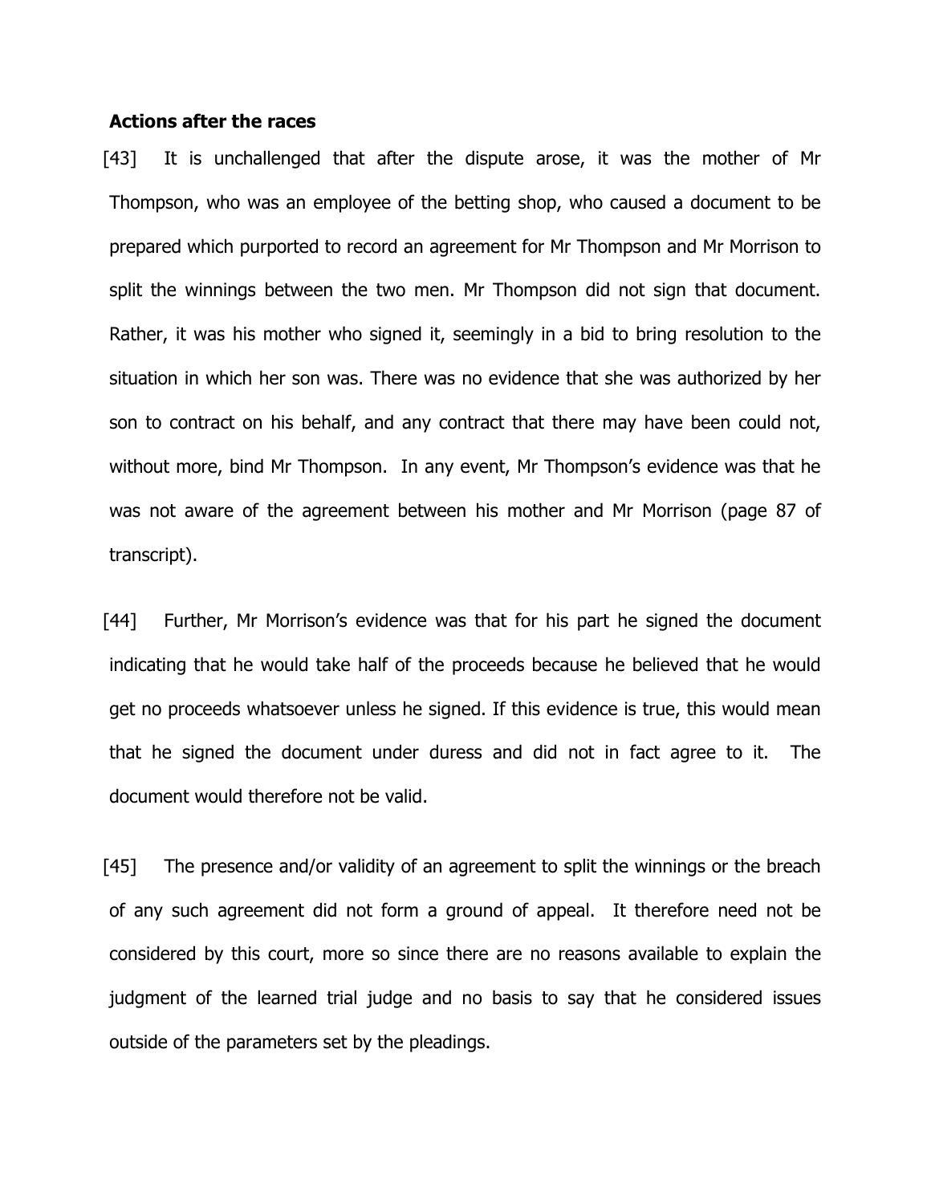**Actions after the races**

[43] It is unchallenged that after the dispute arose, it was the mother of Mr Thompson, who was an employee of the betting shop, who caused a document to be prepared which purported to record an agreement for Mr Thompson and Mr Morrison to split the winnings between the two men. Mr Thompson did not sign that document. Rather, it was his mother who signed it, seemingly in a bid to bring resolution to the situation in which her son was. There was no evidence that she was authorized by her son to contract on his behalf, and any contract that there may have been could not, without more, bind Mr Thompson. In any event, Mr Thompson's evidence was that he was not aware of the agreement between his mother and Mr Morrison (page 87 of transcript).

[44] Further, Mr Morrison's evidence was that for his part he signed the document indicating that he would take half of the proceeds because he believed that he would get no proceeds whatsoever unless he signed. If this evidence is true, this would mean that he signed the document under duress and did not in fact agree to it. The document would therefore not be valid.

[45] The presence and/or validity of an agreement to split the winnings or the breach of any such agreement did not form a ground of appeal. It therefore need not be considered by this court, more so since there are no reasons available to explain the judgment of the learned trial judge and no basis to say that he considered issues outside of the parameters set by the pleadings.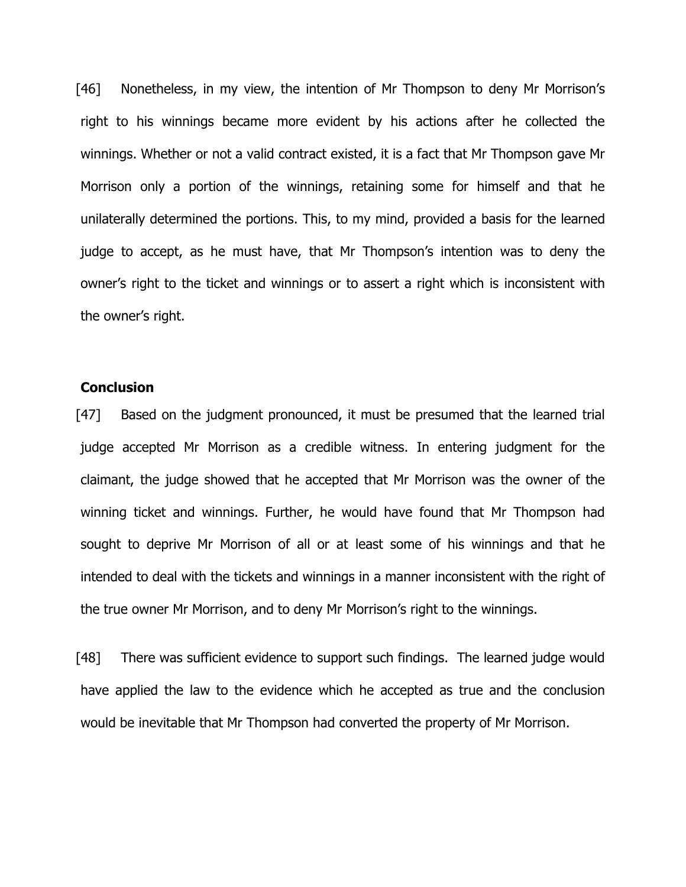[46] Nonetheless, in my view, the intention of Mr Thompson to deny Mr Morrison's right to his winnings became more evident by his actions after he collected the winnings. Whether or not a valid contract existed, it is a fact that Mr Thompson gave Mr Morrison only a portion of the winnings, retaining some for himself and that he unilaterally determined the portions. This, to my mind, provided a basis for the learned judge to accept, as he must have, that Mr Thompson's intention was to deny the owner's right to the ticket and winnings or to assert a right which is inconsistent with the owner's right.

## Conclusion

[47] Based on the judgment pronounced, it must be presumed that the learned trial judge accepted Mr Morrison as a credible witness. In entering judgment for the claimant, the judge showed that he accepted that Mr Morrison was the owner of the winning ticket and winnings. Further, he would have found that Mr Thompson had sought to deprive Mr Morrison of all or at least some of his winnings and that he intended to deal with the tickets and winnings in a manner inconsistent with the right of the true owner Mr Morrison, and to deny Mr Morrison's right to the winnings.

[48] There was sufficient evidence to support such findings. The learned judge would have applied the law to the evidence which he accepted as true and the conclusion would be inevitable that Mr Thompson had converted the property of Mr Morrison.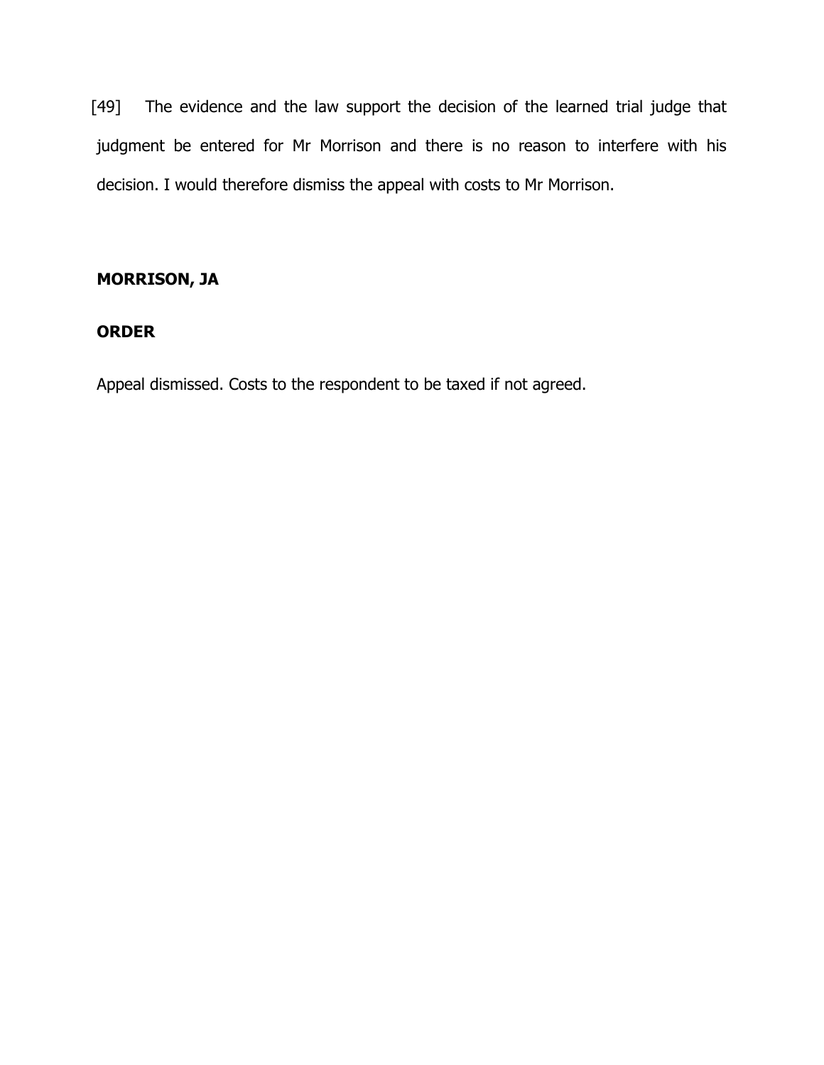[49] The evidence and the law support the decision of the learned trial judge that judgment be entered for Mr Morrison and there is no reason to interfere with his decision. I would therefore dismiss the appeal with costs to Mr Morrison.

**MORRISON, JA**

**ORDER**

Appeal dismissed. Costs to the respondent to be taxed if not agreed.